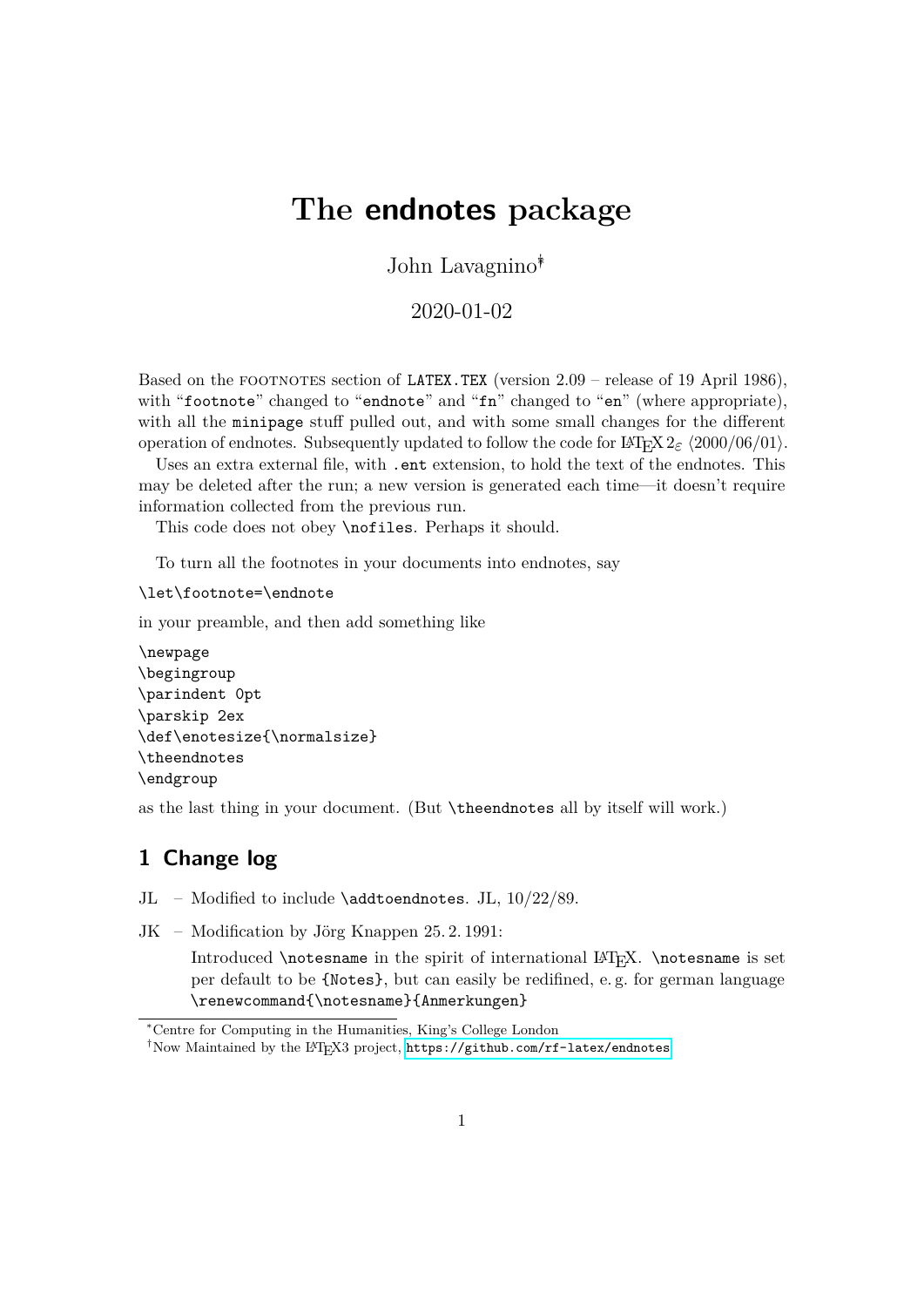# The endnotes package

John Lavagnino[*,†]

2020-01-02

Based on the FOOTNOTES section of `LATEX.TEX` (version 2.09 – release of 19 April 1986), with "`footnote`" changed to "`endnote`" and "`fn`" changed to "`en`" (where appropriate), with all the `minipage` stuff pulled out, and with some small changes for the different operation of endnotes. Subsequently updated to follow the code for LaTeX $2_\varepsilon$ ⟨2000/06/01⟩.

Uses an extra external file, with `.ent` extension, to hold the text of the endnotes. This may be deleted after the run; a new version is generated each time—it doesn't require information collected from the previous run.

This code does not obey `\nofiles`. Perhaps it should.

To turn all the footnotes in your documents into endnotes, say

```
\let\footnote=\endnote
```

in your preamble, and then add something like

```
\newpage
\begingroup
\parindent 0pt
\parskip 2ex
\def\enotesize{\normalsize}
\theendnotes
\endgroup
```

as the last thing in your document. (But `\theendnotes` all by itself will work.)

## 1 Change log

JL – Modified to include `\addtoendnotes`. JL, 10/22/89.

JK – Modification by Jörg Knappen 25. 2. 1991:
Introduced `\notesname` in the spirit of international LaTeX. `\notesname` is set per default to be `{Notes}`, but can easily be redifined, e. g. for german language `\renewcommand{\notesname}{Anmerkungen}`

[*] Centre for Computing in the Humanities, King's College London

[†] Now Maintained by the LaTeX3 project, https://github.com/rf-latex/endnotes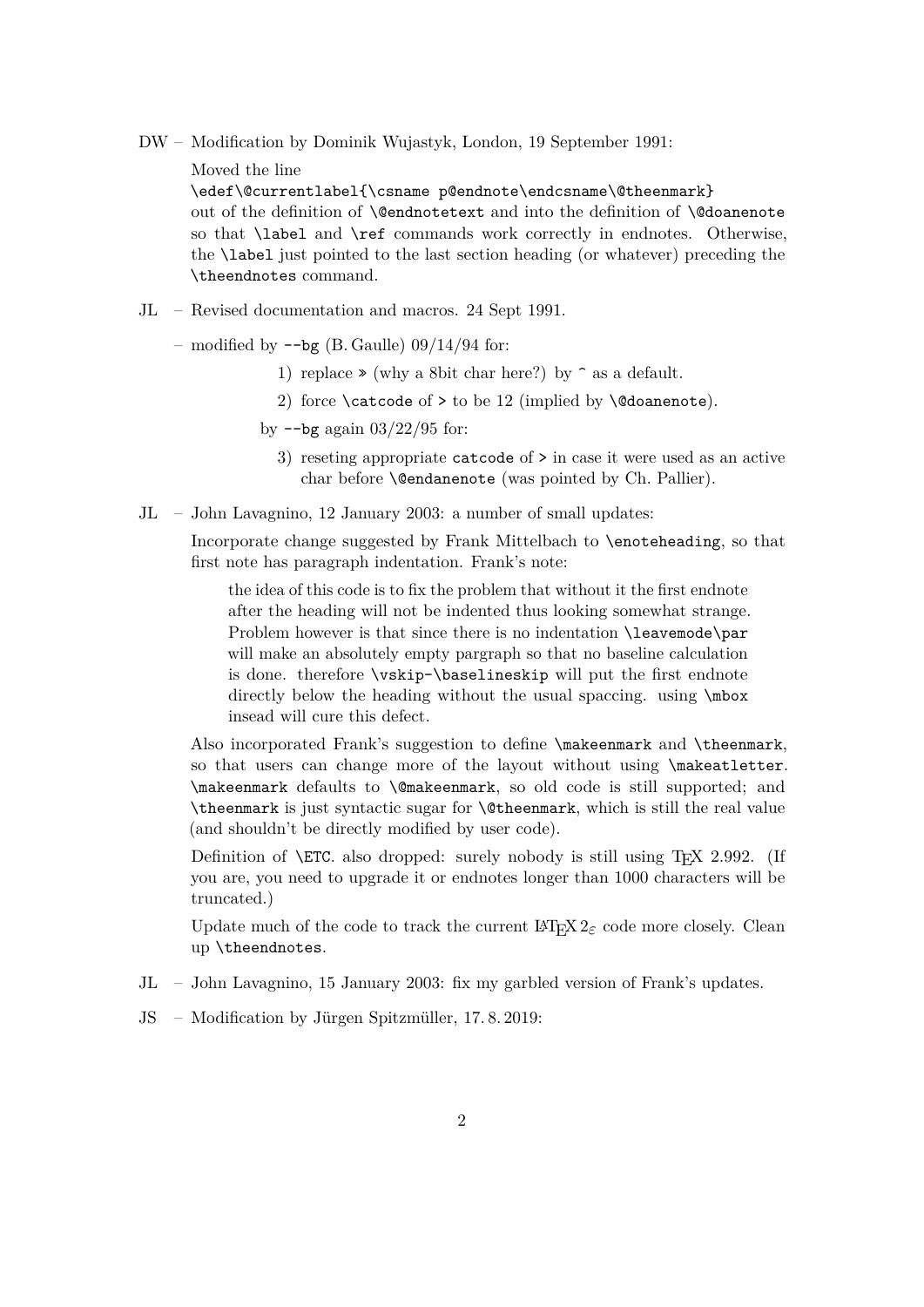DW – Modification by Dominik Wujastyk, London, 19 September 1991:

Moved the line

`\edef\@currentlabel{\csname p@endnote\endcsname\@theenmark}`

out of the definition of `\@endnotetext` and into the definition of `\@doanenote` so that `\label` and `\ref` commands work correctly in endnotes. Otherwise, the `\label` just pointed to the last section heading (or whatever) preceding the `\theendnotes` command.

JL – Revised documentation and macros. 24 Sept 1991.

– modified by `--bg` (B. Gaulle) 09/14/94 for:

1) replace » (why a 8bit char here?) by `^` as a default.
2) force `\catcode` of `>` to be 12 (implied by `\@doanenote`).

by `--bg` again 03/22/95 for:

3) reseting appropriate `catcode` of `>` in case it were used as an active char before `\@endanenote` (was pointed by Ch. Pallier).

JL – John Lavagnino, 12 January 2003: a number of small updates:

Incorporate change suggested by Frank Mittelbach to `\enoteheading`, so that first note has paragraph indentation. Frank's note:

> the idea of this code is to fix the problem that without it the first endnote after the heading will not be indented thus looking somewhat strange. Problem however is that since there is no indentation `\leavemode\par` will make an absolutely empty pargraph so that no baseline calculation is done. therefore `\vskip-\baselineskip` will put the first endnote directly below the heading without the usual spaccing. using `\mbox` insead will cure this defect.

Also incorporated Frank's suggestion to define `\makeenmark` and `\theenmark`, so that users can change more of the layout without using `\makeatletter`. `\makeenmark` defaults to `\@makeenmark`, so old code is still supported; and `\theenmark` is just syntactic sugar for `\@theenmark`, which is still the real value (and shouldn't be directly modified by user code).

Definition of `\ETC.` also dropped: surely nobody is still using TeX 2.992. (If you are, you need to upgrade it or endnotes longer than 1000 characters will be truncated.)

Update much of the code to track the current LaTeX $2_\varepsilon$ code more closely. Clean up `\theendnotes`.

JL – John Lavagnino, 15 January 2003: fix my garbled version of Frank's updates.

JS – Modification by Jürgen Spitzmüller, 17. 8. 2019: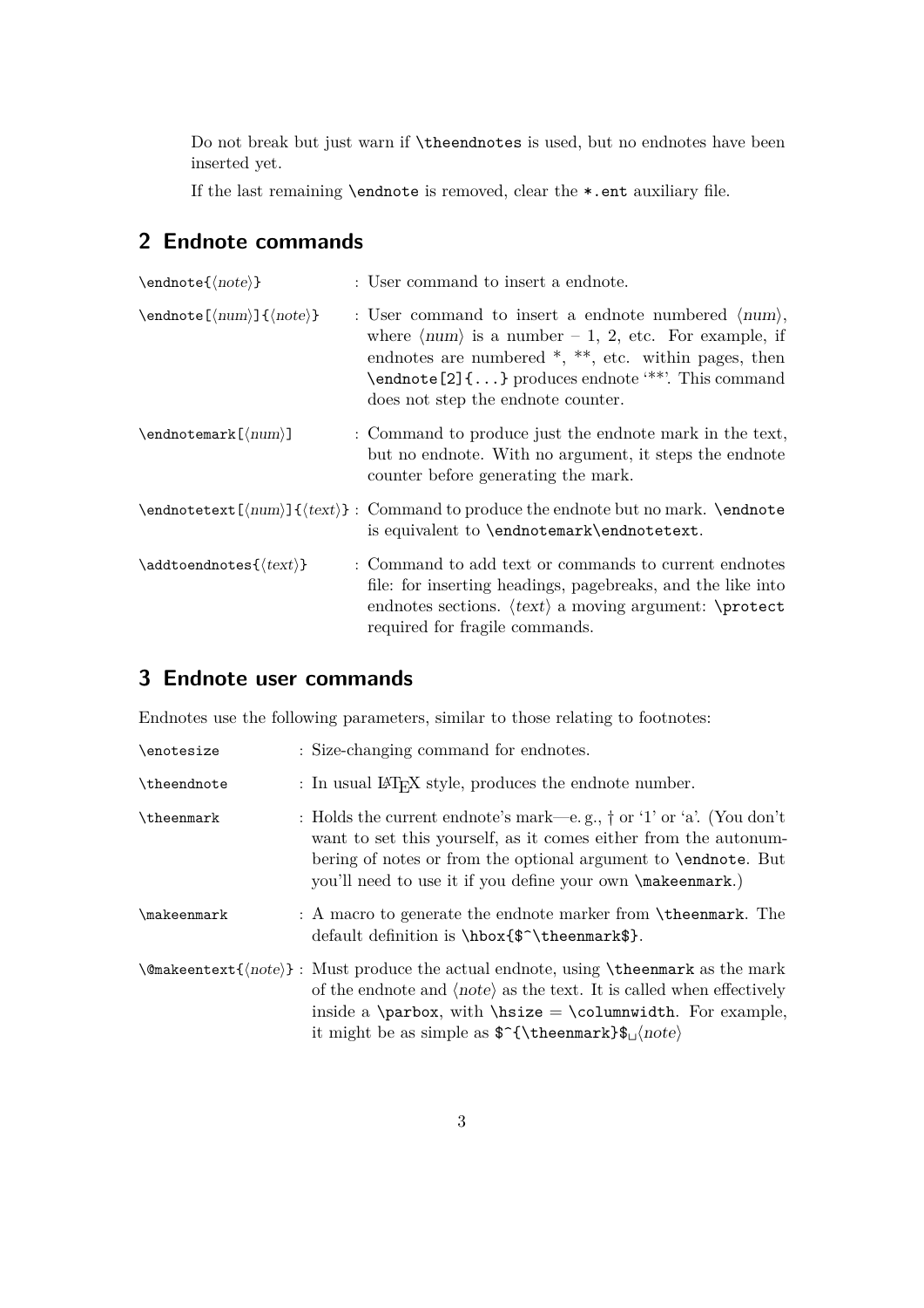Do not break but just warn if `\theendnotes` is used, but no endnotes have been inserted yet.

If the last remaining `\endnote` is removed, clear the `*.ent` auxiliary file.

## 2 Endnote commands

| | |
|---|---|
| `\endnote{⟨note⟩}` | : User command to insert a endnote. |
| `\endnote[⟨num⟩]{⟨note⟩}` | : User command to insert a endnote numbered ⟨num⟩, where ⟨num⟩ is a number – 1, 2, etc. For example, if endnotes are numbered *, **, etc. within pages, then `\endnote[2]{...}` produces endnote '**'. This command does not step the endnote counter. |
| `\endnotemark[⟨num⟩]` | : Command to produce just the endnote mark in the text, but no endnote. With no argument, it steps the endnote counter before generating the mark. |
| `\endnotetext[⟨num⟩]{⟨text⟩}` | : Command to produce the endnote but no mark. `\endnote` is equivalent to `\endnotemark\endnotetext`. |
| `\addtoendnotes{⟨text⟩}` | : Command to add text or commands to current endnotes file: for inserting headings, pagebreaks, and the like into endnotes sections. ⟨text⟩ a moving argument: `\protect` required for fragile commands. |

## 3 Endnote user commands

Endnotes use the following parameters, similar to those relating to footnotes:

| | |
|---|---|
| `\enotesize` | : Size-changing command for endnotes. |
| `\theendnote` | : In usual LaTeX style, produces the endnote number. |
| `\theenmark` | : Holds the current endnote's mark—e. g., † or '1' or 'a'. (You don't want to set this yourself, as it comes either from the autonumbering of notes or from the optional argument to `\endnote`. But you'll need to use it if you define your own `\makeenmark`.) |
| `\makeenmark` | : A macro to generate the endnote marker from `\theenmark`. The default definition is `\hbox{$^\theenmark$}`. |
| `\@makeentext{⟨note⟩}` | : Must produce the actual endnote, using `\theenmark` as the mark of the endnote and ⟨note⟩ as the text. It is called when effectively inside a `\parbox`, with `\hsize` = `\columnwidth`. For example, it might be as simple as `$^{\theenmark}$`␣⟨note⟩ |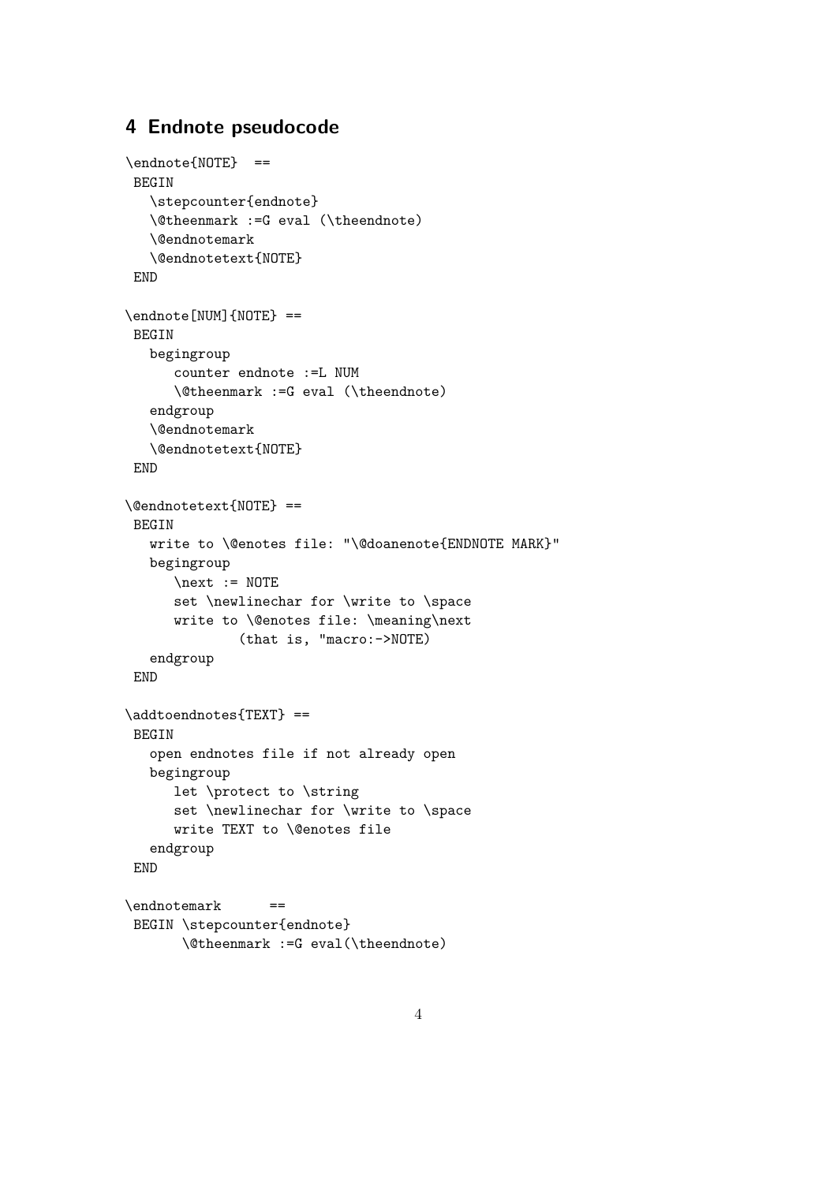## 4 Endnote pseudocode

```
\endnote{NOTE}  ==
 BEGIN
   \stepcounter{endnote}
   \@theenmark :=G eval (\theendnote)
   \@endnotemark
   \@endnotetext{NOTE}
 END

\endnote[NUM]{NOTE} ==
 BEGIN
   begingroup
      counter endnote :=L NUM
      \@theenmark :=G eval (\theendnote)
   endgroup
   \@endnotemark
   \@endnotetext{NOTE}
 END

\@endnotetext{NOTE} ==
 BEGIN
   write to \@enotes file: "\@doanenote{ENDNOTE MARK}"
   begingroup
      \next := NOTE
      set \newlinechar for \write to \space
      write to \@enotes file: \meaning\next
            (that is, "macro:->NOTE)
   endgroup
 END

\addtoendnotes{TEXT} ==
 BEGIN
   open endnotes file if not already open
   begingroup
      let \protect to \string
      set \newlinechar for \write to \space
      write TEXT to \@enotes file
   endgroup
 END

\endnotemark      ==
 BEGIN \stepcounter{endnote}
       \@theenmark :=G eval(\theendnote)
```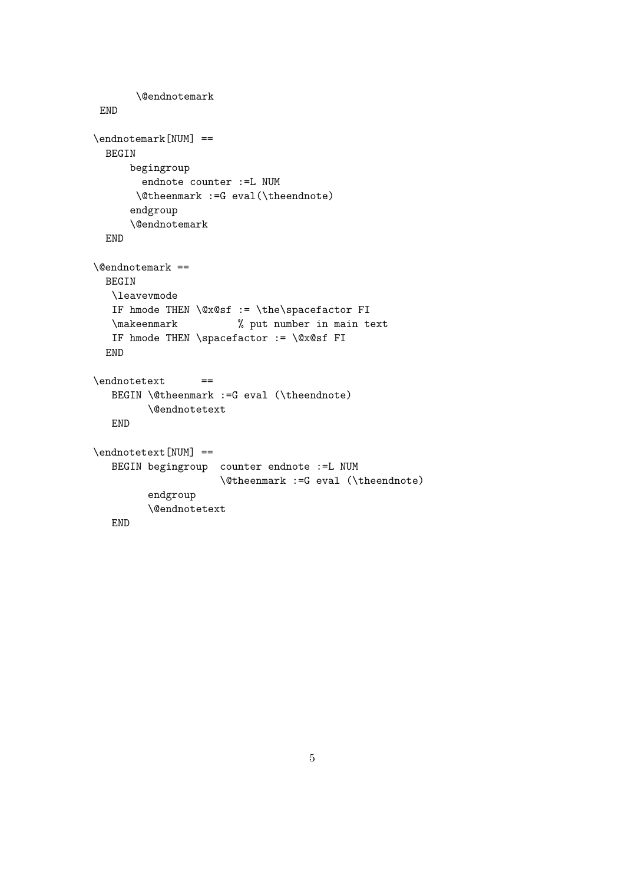```
       \@endnotemark
 END

\endnotemark[NUM] ==
  BEGIN
      begingroup
        endnote counter :=L NUM
       \@theenmark :=G eval(\theendnote)
      endgroup
      \@endnotemark
  END

\@endnotemark ==
  BEGIN
   \leavevmode
   IF hmode THEN \@x@sf := \the\spacefactor FI
   \makeenmark          % put number in main text
   IF hmode THEN \spacefactor := \@x@sf FI
  END

\endnotetext      ==
   BEGIN \@theenmark :=G eval (\theendnote)
         \@endnotetext
   END

\endnotetext[NUM] ==
   BEGIN begingroup  counter endnote :=L NUM
                     \@theenmark :=G eval (\theendnote)
         endgroup
         \@endnotetext
   END
```